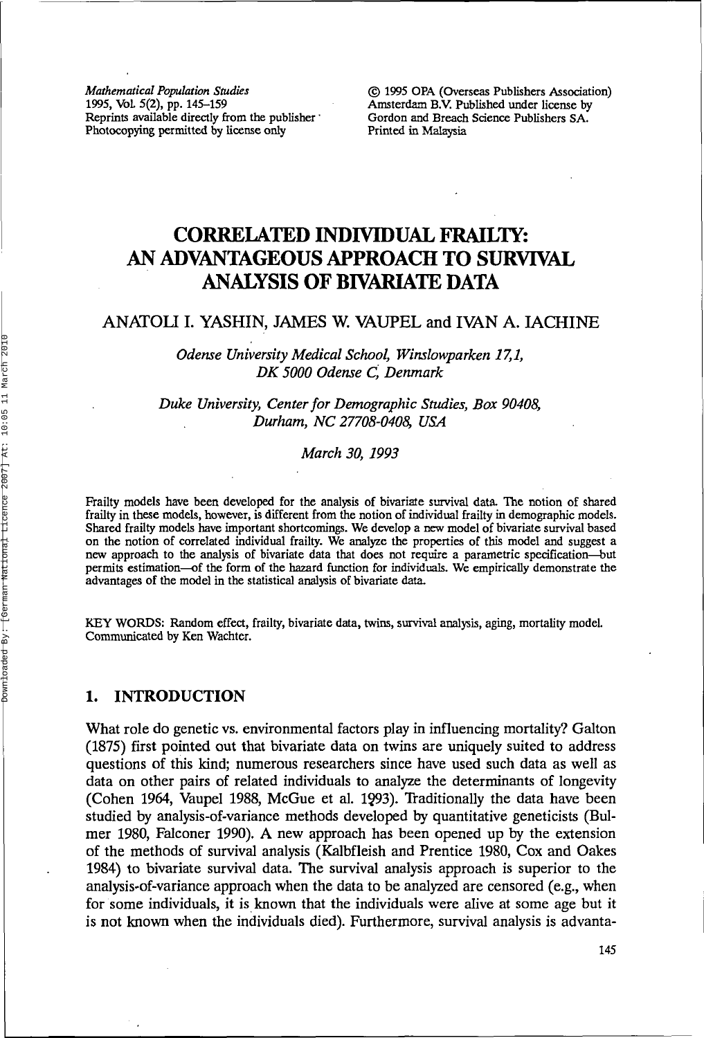Mathematical Population Studies
1995, Vol. 5(2), pp. 145–159
Reprints available directly from the publisher
Photocopying permitted by license only

© 1995 OPA (Overseas Publishers Association)
Amsterdam B.V. Published under license by
Gordon and Breach Science Publishers SA.
Printed in Malaysia

# CORRELATED INDIVIDUAL FRAILTY: AN ADVANTAGEOUS APPROACH TO SURVIVAL ANALYSIS OF BIVARIATE DATA

ANATOLI I. YASHIN, JAMES W. VAUPEL and IVAN A. IACHINE

*Odense University Medical School, Winslowparken 17,1, DK 5000 Odense C, Denmark*

*Duke University, Center for Demographic Studies, Box 90408, Durham, NC 27708-0408, USA*

*March 30, 1993*

Frailty models have been developed for the analysis of bivariate survival data. The notion of shared frailty in these models, however, is different from the notion of individual frailty in demographic models. Shared frailty models have important shortcomings. We develop a new model of bivariate survival based on the notion of correlated individual frailty. We analyze the properties of this model and suggest a new approach to the analysis of bivariate data that does not require a parametric specification—but permits estimation—of the form of the hazard function for individuals. We empirically demonstrate the advantages of the model in the statistical analysis of bivariate data.

KEY WORDS: Random effect, frailty, bivariate data, twins, survival analysis, aging, mortality model.
Communicated by Ken Wachter.

## 1. INTRODUCTION

What role do genetic vs. environmental factors play in influencing mortality? Galton (1875) first pointed out that bivariate data on twins are uniquely suited to address questions of this kind; numerous researchers since have used such data as well as data on other pairs of related individuals to analyze the determinants of longevity (Cohen 1964, Vaupel 1988, McGue et al. 1993). Traditionally the data have been studied by analysis-of-variance methods developed by quantitative geneticists (Bulmer 1980, Falconer 1990). A new approach has been opened up by the extension of the methods of survival analysis (Kalbfleish and Prentice 1980, Cox and Oakes 1984) to bivariate survival data. The survival analysis approach is superior to the analysis-of-variance approach when the data to be analyzed are censored (e.g., when for some individuals, it is known that the individuals were alive at some age but it is not known when the individuals died). Furthermore, survival analysis is advanta-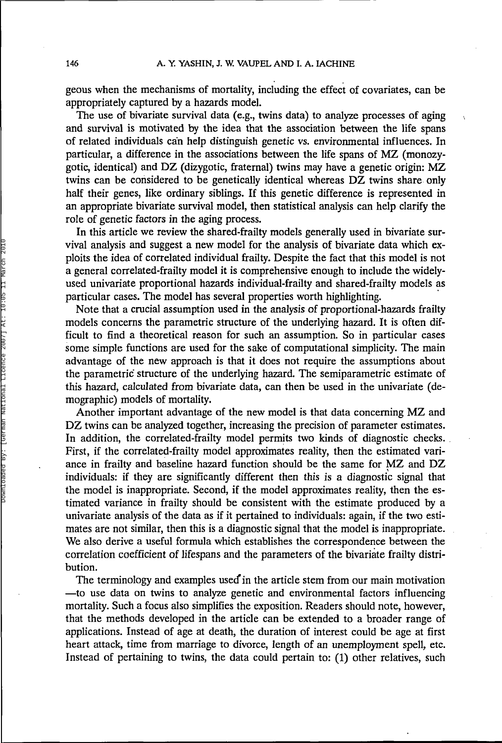geous when the mechanisms of mortality, including the effect of covariates, can be appropriately captured by a hazards model.

The use of bivariate survival data (e.g., twins data) to analyze processes of aging and survival is motivated by the idea that the association between the life spans of related individuals can help distinguish genetic vs. environmental influences. In particular, a difference in the associations between the life spans of MZ (monozygotic, identical) and DZ (dizygotic, fraternal) twins may have a genetic origin: MZ twins can be considered to be genetically identical whereas DZ twins share only half their genes, like ordinary siblings. If this genetic difference is represented in an appropriate bivariate survival model, then statistical analysis can help clarify the role of genetic factors in the aging process.

In this article we review the shared-frailty models generally used in bivariate survival analysis and suggest a new model for the analysis of bivariate data which exploits the idea of correlated individual frailty. Despite the fact that this model is not a general correlated-frailty model it is comprehensive enough to include the widely-used univariate proportional hazards individual-frailty and shared-frailty models as particular cases. The model has several properties worth highlighting.

Note that a crucial assumption used in the analysis of proportional-hazards frailty models concerns the parametric structure of the underlying hazard. It is often difficult to find a theoretical reason for such an assumption. So in particular cases some simple functions are used for the sake of computational simplicity. The main advantage of the new approach is that it does not require the assumptions about the parametric structure of the underlying hazard. The semiparametric estimate of this hazard, calculated from bivariate data, can then be used in the univariate (demographic) models of mortality.

Another important advantage of the new model is that data concerning MZ and DZ twins can be analyzed together, increasing the precision of parameter estimates. In addition, the correlated-frailty model permits two kinds of diagnostic checks. First, if the correlated-frailty model approximates reality, then the estimated variance in frailty and baseline hazard function should be the same for MZ and DZ individuals: if they are significantly different then this is a diagnostic signal that the model is inappropriate. Second, if the model approximates reality, then the estimated variance in frailty should be consistent with the estimate produced by a univariate analysis of the data as if it pertained to individuals: again, if the two estimates are not similar, then this is a diagnostic signal that the model is inappropriate. We also derive a useful formula which establishes the correspondence between the correlation coefficient of lifespans and the parameters of the bivariate frailty distribution.

The terminology and examples used in the article stem from our main motivation —to use data on twins to analyze genetic and environmental factors influencing mortality. Such a focus also simplifies the exposition. Readers should note, however, that the methods developed in the article can be extended to a broader range of applications. Instead of age at death, the duration of interest could be age at first heart attack, time from marriage to divorce, length of an unemployment spell, etc. Instead of pertaining to twins, the data could pertain to: (1) other relatives, such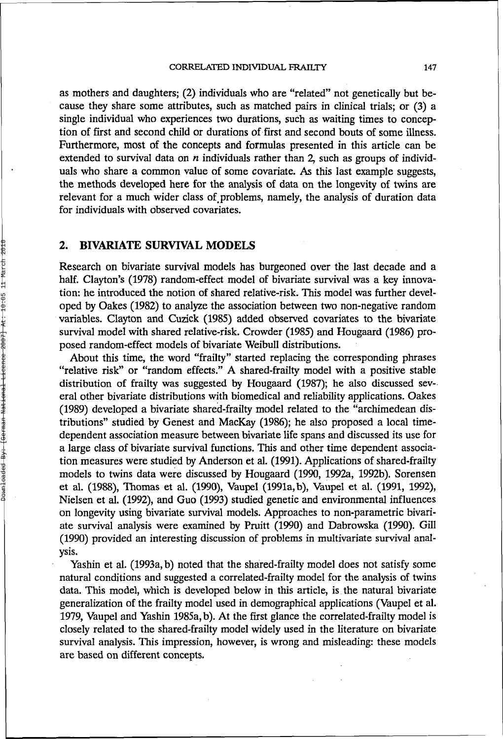as mothers and daughters; (2) individuals who are "related" not genetically but because they share some attributes, such as matched pairs in clinical trials; or (3) a single individual who experiences two durations, such as waiting times to conception of first and second child or durations of first and second bouts of some illness. Furthermore, most of the concepts and formulas presented in this article can be extended to survival data on $n$ individuals rather than 2, such as groups of individuals who share a common value of some covariate. As this last example suggests, the methods developed here for the analysis of data on the longevity of twins are relevant for a much wider class of problems, namely, the analysis of duration data for individuals with observed covariates.

## 2. BIVARIATE SURVIVAL MODELS

Research on bivariate survival models has burgeoned over the last decade and a half. Clayton's (1978) random-effect model of bivariate survival was a key innovation: he introduced the notion of shared relative-risk. This model was further developed by Oakes (1982) to analyze the association between two non-negative random variables. Clayton and Cuzick (1985) added observed covariates to the bivariate survival model with shared relative-risk. Crowder (1985) and Hougaard (1986) proposed random-effect models of bivariate Weibull distributions.

About this time, the word "frailty" started replacing the corresponding phrases "relative risk" or "random effects." A shared-frailty model with a positive stable distribution of frailty was suggested by Hougaard (1987); he also discussed several other bivariate distributions with biomedical and reliability applications. Oakes (1989) developed a bivariate shared-frailty model related to the "archimedean distributions" studied by Genest and MacKay (1986); he also proposed a local time-dependent association measure between bivariate life spans and discussed its use for a large class of bivariate survival functions. This and other time dependent association measures were studied by Anderson et al. (1991). Applications of shared-frailty models to twins data were discussed by Hougaard (1990, 1992a, 1992b). Sorensen et al. (1988), Thomas et al. (1990), Vaupel (1991a, b), Vaupel et al. (1991, 1992), Nielsen et al. (1992), and Guo (1993) studied genetic and environmental influences on longevity using bivariate survival models. Approaches to non-parametric bivariate survival analysis were examined by Pruitt (1990) and Dabrowska (1990). Gill (1990) provided an interesting discussion of problems in multivariate survival analysis.

Yashin et al. (1993a, b) noted that the shared-frailty model does not satisfy some natural conditions and suggested a correlated-frailty model for the analysis of twins data. This model, which is developed below in this article, is the natural bivariate generalization of the frailty model used in demographical applications (Vaupel et al. 1979, Vaupel and Yashin 1985a, b). At the first glance the correlated-frailty model is closely related to the shared-frailty model widely used in the literature on bivariate survival analysis. This impression, however, is wrong and misleading: these models are based on different concepts.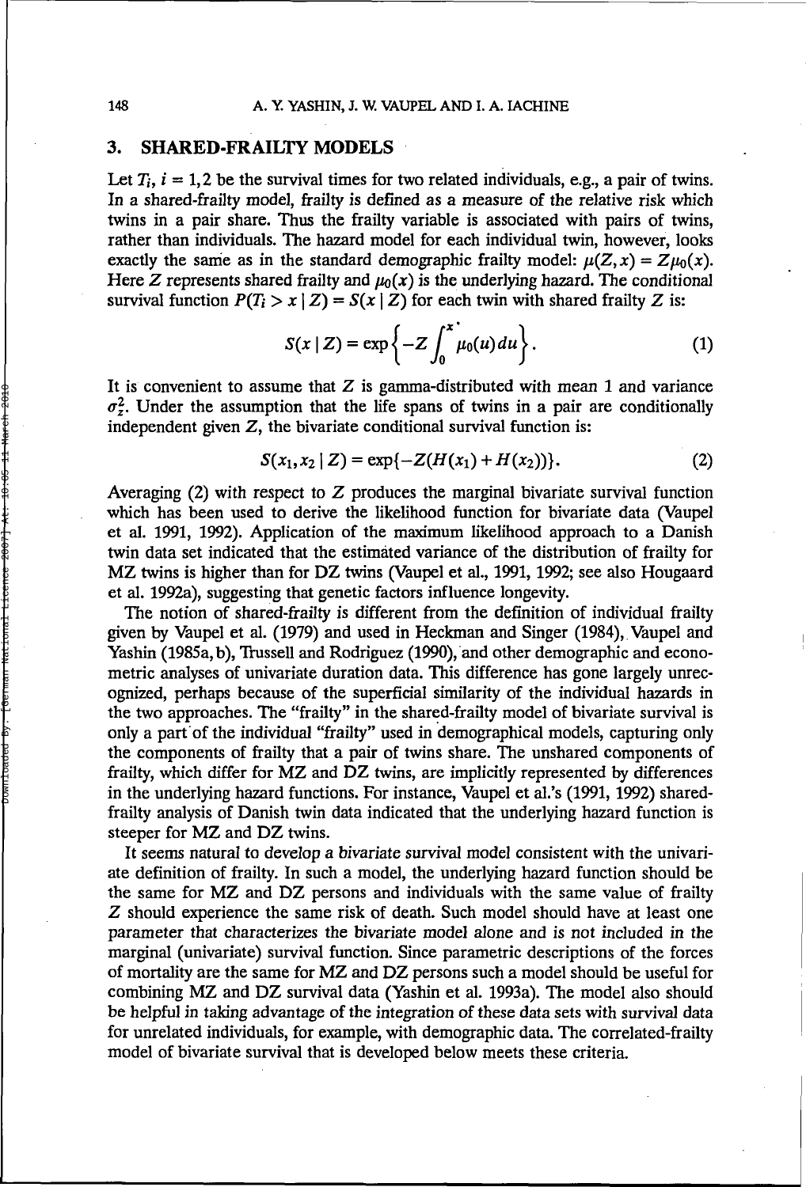## 3. SHARED-FRAILTY MODELS

Let $T_i$, $i = 1, 2$ be the survival times for two related individuals, e.g., a pair of twins. In a shared-frailty model, frailty is defined as a measure of the relative risk which twins in a pair share. Thus the frailty variable is associated with pairs of twins, rather than individuals. The hazard model for each individual twin, however, looks exactly the same as in the standard demographic frailty model: $\mu(Z, x) = Z\mu_0(x)$. Here $Z$ represents shared frailty and $\mu_0(x)$ is the underlying hazard. The conditional survival function $P(T_i > x \mid Z) = S(x \mid Z)$ for each twin with shared frailty $Z$ is:

$$S(x \mid Z) = \exp\left\{-Z \int_0^x \mu_0(u)\,du\right\}. \tag{1}$$

It is convenient to assume that $Z$ is gamma-distributed with mean 1 and variance $\sigma_z^2$. Under the assumption that the life spans of twins in a pair are conditionally independent given $Z$, the bivariate conditional survival function is:

$$S(x_1, x_2 \mid Z) = \exp\{-Z(H(x_1) + H(x_2))\}. \tag{2}$$

Averaging (2) with respect to $Z$ produces the marginal bivariate survival function which has been used to derive the likelihood function for bivariate data (Vaupel et al. 1991, 1992). Application of the maximum likelihood approach to a Danish twin data set indicated that the estimated variance of the distribution of frailty for MZ twins is higher than for DZ twins (Vaupel et al., 1991, 1992; see also Hougaard et al. 1992a), suggesting that genetic factors influence longevity.

The notion of shared-frailty is different from the definition of individual frailty given by Vaupel et al. (1979) and used in Heckman and Singer (1984), Vaupel and Yashin (1985a, b), Trussell and Rodriguez (1990), and other demographic and econometric analyses of univariate duration data. This difference has gone largely unrecognized, perhaps because of the superficial similarity of the individual hazards in the two approaches. The "frailty" in the shared-frailty model of bivariate survival is only a part of the individual "frailty" used in demographical models, capturing only the components of frailty that a pair of twins share. The unshared components of frailty, which differ for MZ and DZ twins, are implicitly represented by differences in the underlying hazard functions. For instance, Vaupel et al.'s (1991, 1992) shared-frailty analysis of Danish twin data indicated that the underlying hazard function is steeper for MZ and DZ twins.

It seems natural to develop a bivariate survival model consistent with the univariate definition of frailty. In such a model, the underlying hazard function should be the same for MZ and DZ persons and individuals with the same value of frailty $Z$ should experience the same risk of death. Such model should have at least one parameter that characterizes the bivariate model alone and is not included in the marginal (univariate) survival function. Since parametric descriptions of the forces of mortality are the same for MZ and DZ persons such a model should be useful for combining MZ and DZ survival data (Yashin et al. 1993a). The model also should be helpful in taking advantage of the integration of these data sets with survival data for unrelated individuals, for example, with demographic data. The correlated-frailty model of bivariate survival that is developed below meets these criteria.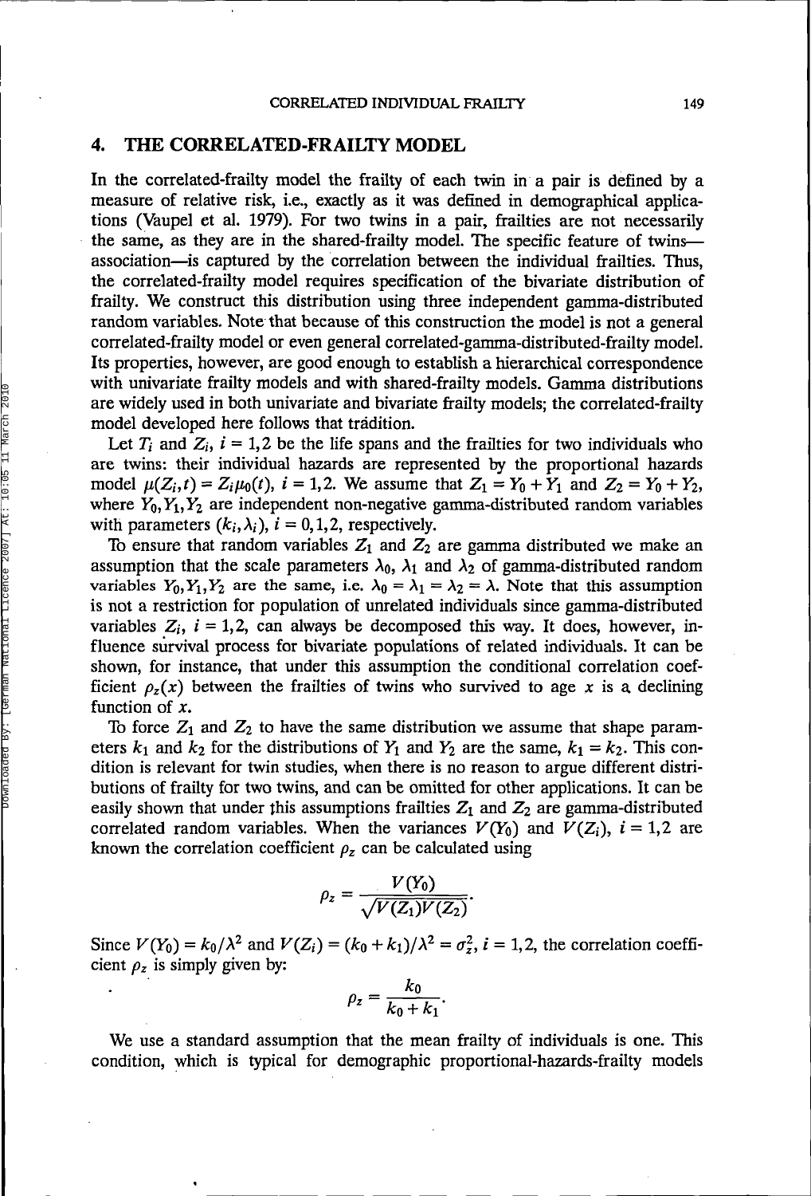## 4. THE CORRELATED-FRAILTY MODEL

In the correlated-frailty model the frailty of each twin in a pair is defined by a measure of relative risk, i.e., exactly as it was defined in demographical applications (Vaupel et al. 1979). For two twins in a pair, frailties are not necessarily the same, as they are in the shared-frailty model. The specific feature of twins—association—is captured by the correlation between the individual frailties. Thus, the correlated-frailty model requires specification of the bivariate distribution of frailty. We construct this distribution using three independent gamma-distributed random variables. Note that because of this construction the model is not a general correlated-frailty model or even general correlated-gamma-distributed-frailty model. Its properties, however, are good enough to establish a hierarchical correspondence with univariate frailty models and with shared-frailty models. Gamma distributions are widely used in both univariate and bivariate frailty models; the correlated-frailty model developed here follows that tradition.

Let $T_i$ and $Z_i$, $i = 1,2$ be the life spans and the frailties for two individuals who are twins: their individual hazards are represented by the proportional hazards model $\mu(Z_i, t) = Z_i \mu_0(t)$, $i = 1,2$. We assume that $Z_1 = Y_0 + Y_1$ and $Z_2 = Y_0 + Y_2$, where $Y_0, Y_1, Y_2$ are independent non-negative gamma-distributed random variables with parameters $(k_i, \lambda_i)$, $i = 0,1,2$, respectively.

To ensure that random variables $Z_1$ and $Z_2$ are gamma distributed we make an assumption that the scale parameters $\lambda_0$, $\lambda_1$ and $\lambda_2$ of gamma-distributed random variables $Y_0, Y_1, Y_2$ are the same, i.e. $\lambda_0 = \lambda_1 = \lambda_2 = \lambda$. Note that this assumption is not a restriction for population of unrelated individuals since gamma-distributed variables $Z_i$, $i = 1,2$, can always be decomposed this way. It does, however, influence survival process for bivariate populations of related individuals. It can be shown, for instance, that under this assumption the conditional correlation coefficient $\rho_z(x)$ between the frailties of twins who survived to age $x$ is a declining function of $x$.

To force $Z_1$ and $Z_2$ to have the same distribution we assume that shape parameters $k_1$ and $k_2$ for the distributions of $Y_1$ and $Y_2$ are the same, $k_1 = k_2$. This condition is relevant for twin studies, when there is no reason to argue different distributions of frailty for two twins, and can be omitted for other applications. It can be easily shown that under this assumptions frailties $Z_1$ and $Z_2$ are gamma-distributed correlated random variables. When the variances $V(Y_0)$ and $V(Z_i)$, $i = 1,2$ are known the correlation coefficient $\rho_z$ can be calculated using

$$\rho_z = \frac{V(Y_0)}{\sqrt{V(Z_1)V(Z_2)}}.$$

Since $V(Y_0) = k_0/\lambda^2$ and $V(Z_i) = (k_0 + k_1)/\lambda^2 = \sigma_z^2$, $i = 1,2$, the correlation coefficient $\rho_z$ is simply given by:

$$\rho_z = \frac{k_0}{k_0 + k_1}.$$

We use a standard assumption that the mean frailty of individuals is one. This condition, which is typical for demographic proportional-hazards-frailty models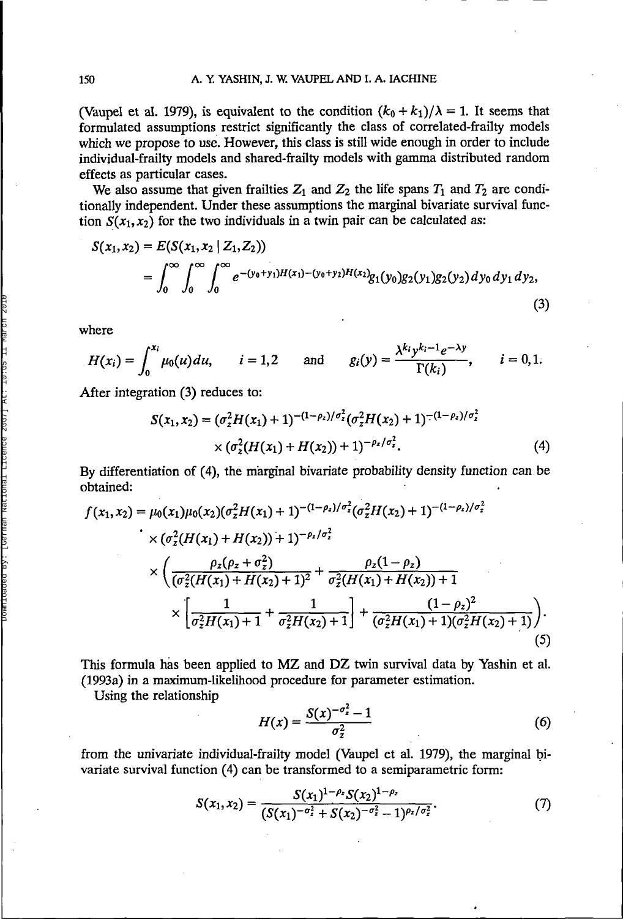(Vaupel et al. 1979), is equivalent to the condition $(k_0 + k_1)/\lambda = 1$. It seems that formulated assumptions restrict significantly the class of correlated-frailty models which we propose to use. However, this class is still wide enough in order to include individual-frailty models and shared-frailty models with gamma distributed random effects as particular cases.

We also assume that given frailties $Z_1$ and $Z_2$ the life spans $T_1$ and $T_2$ are conditionally independent. Under these assumptions the marginal bivariate survival function $S(x_1, x_2)$ for the two individuals in a twin pair can be calculated as:

$$
\begin{aligned}
S(x_1, x_2) &= E(S(x_1, x_2 \mid Z_1, Z_2)) \\
&= \int_0^\infty \int_0^\infty \int_0^\infty e^{-(y_0+y_1)H(x_1)-(y_0+y_2)H(x_2)} g_1(y_0) g_2(y_1) g_2(y_2)\, dy_0\, dy_1\, dy_2,
\end{aligned}
\tag{3}
$$

where

$$
H(x_i) = \int_0^{x_i} \mu_0(u)du, \qquad i = 1,2 \qquad \text{and} \qquad g_i(y) = \frac{\lambda^{k_i} y^{k_i - 1} e^{-\lambda y}}{\Gamma(k_i)}, \qquad i = 0, 1.
$$

After integration (3) reduces to:

$$
\begin{aligned}
S(x_1, x_2) &= (\sigma_z^2 H(x_1) + 1)^{-(1-\rho_z)/\sigma_z^2} (\sigma_z^2 H(x_2) + 1)^{-(1-\rho_z)/\sigma_z^2} \\
&\quad \times (\sigma_z^2 (H(x_1) + H(x_2)) + 1)^{-\rho_z/\sigma_z^2}.
\end{aligned}
\tag{4}
$$

By differentiation of (4), the marginal bivariate probability density function can be obtained:

$$
\begin{aligned}
f(x_1, x_2) &= \mu_0(x_1)\mu_0(x_2)(\sigma_z^2 H(x_1) + 1)^{-(1-\rho_z)/\sigma_z^2} (\sigma_z^2 H(x_2) + 1)^{-(1-\rho_z)/\sigma_z^2} \\
&\quad \times (\sigma_z^2 (H(x_1) + H(x_2)) + 1)^{-\rho_z/\sigma_z^2} \\
&\quad \times \left( \frac{\rho_z(\rho_z + \sigma_z^2)}{(\sigma_z^2(H(x_1) + H(x_2) + 1)^2} + \frac{\rho_z(1-\rho_z)}{\sigma_z^2(H(x_1) + H(x_2)) + 1} \right. \\
&\quad \left. \times \left[ \frac{1}{\sigma_z^2 H(x_1) + 1} + \frac{1}{\sigma_z^2 H(x_2) + 1} \right] + \frac{(1-\rho_z)^2}{(\sigma_z^2 H(x_1) + 1)(\sigma_z^2 H(x_2) + 1)} \right).
\end{aligned}
\tag{5}
$$

This formula has been applied to MZ and DZ twin survival data by Yashin et al. (1993a) in a maximum-likelihood procedure for parameter estimation.

Using the relationship

$$
H(x) = \frac{S(x)^{-\sigma_z^2} - 1}{\sigma_z^2}
\tag{6}
$$

from the univariate individual-frailty model (Vaupel et al. 1979), the marginal bivariate survival function (4) can be transformed to a semiparametric form:

$$
S(x_1, x_2) = \frac{S(x_1)^{1-\rho_z} S(x_2)^{1-\rho_z}}{(S(x_1)^{-\sigma_z^2} + S(x_2)^{-\sigma_z^2} - 1)^{\rho_z/\sigma_z^2}}.
\tag{7}
$$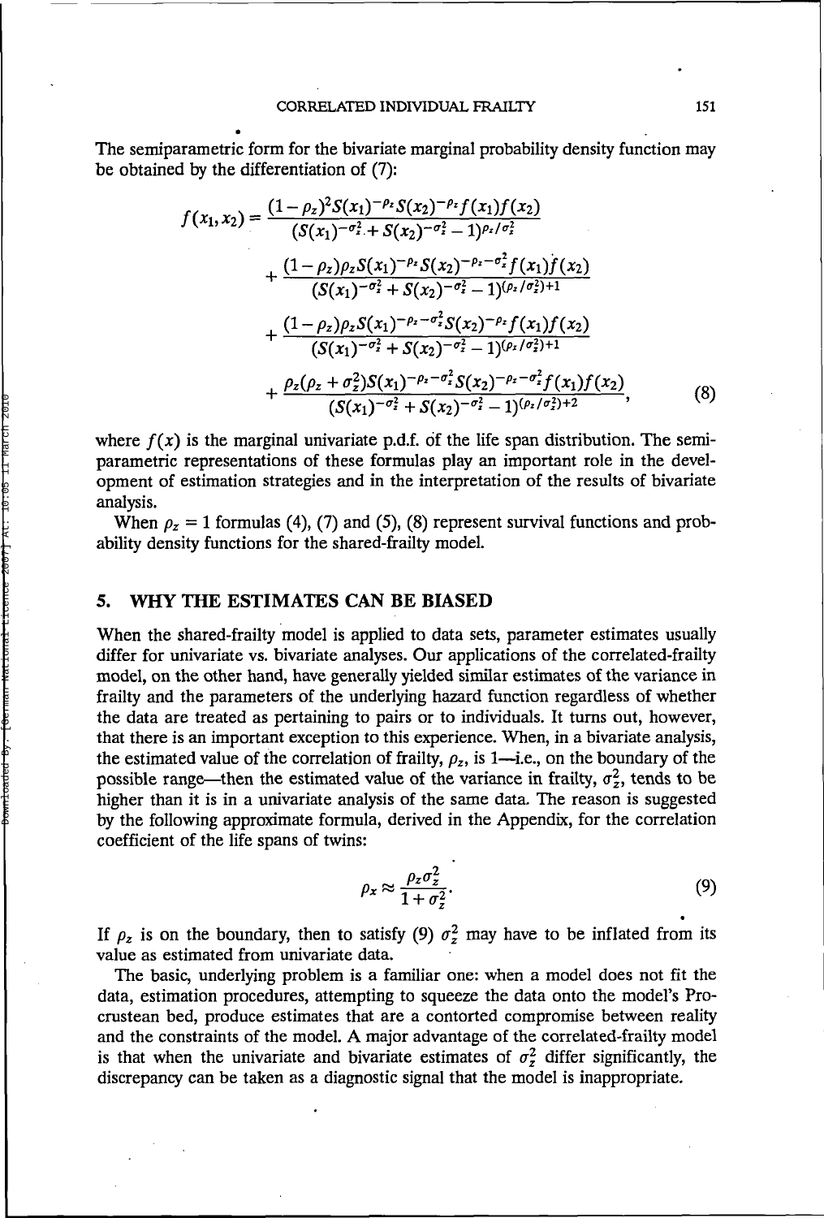The semiparametric form for the bivariate marginal probability density function may be obtained by the differentiation of (7):

$$
\begin{aligned}
f(x_1, x_2) = {} & \frac{(1-\rho_z)^2 S(x_1)^{-\rho_z} S(x_2)^{-\rho_z} f(x_1) f(x_2)}{(S(x_1)^{-\sigma_z^2} + S(x_2)^{-\sigma_z^2} - 1)^{\rho_z/\sigma_z^2}} \\
& + \frac{(1-\rho_z)\rho_z S(x_1)^{-\rho_z} S(x_2)^{-\rho_z-\sigma_z^2} f(x_1) f(x_2)}{(S(x_1)^{-\sigma_z^2} + S(x_2)^{-\sigma_z^2} - 1)^{(\rho_z/\sigma_z^2)+1}} \\
& + \frac{(1-\rho_z)\rho_z S(x_1)^{-\rho_z-\sigma_z^2} S(x_2)^{-\rho_z} f(x_1) f(x_2)}{(S(x_1)^{-\sigma_z^2} + S(x_2)^{-\sigma_z^2} - 1)^{(\rho_z/\sigma_z^2)+1}} \\
& + \frac{\rho_z(\rho_z + \sigma_z^2) S(x_1)^{-\rho_z-\sigma_z^2} S(x_2)^{-\rho_z-\sigma_z^2} f(x_1) f(x_2)}{(S(x_1)^{-\sigma_z^2} + S(x_2)^{-\sigma_z^2} - 1)^{(\rho_z/\sigma_z^2)+2}},
\end{aligned}
\tag{8}
$$

where $f(x)$ is the marginal univariate p.d.f. of the life span distribution. The semiparametric representations of these formulas play an important role in the development of estimation strategies and in the interpretation of the results of bivariate analysis.

When $\rho_z = 1$ formulas (4), (7) and (5), (8) represent survival functions and probability density functions for the shared-frailty model.

## 5. WHY THE ESTIMATES CAN BE BIASED

When the shared-frailty model is applied to data sets, parameter estimates usually differ for univariate vs. bivariate analyses. Our applications of the correlated-frailty model, on the other hand, have generally yielded similar estimates of the variance in frailty and the parameters of the underlying hazard function regardless of whether the data are treated as pertaining to pairs or to individuals. It turns out, however, that there is an important exception to this experience. When, in a bivariate analysis, the estimated value of the correlation of frailty, $\rho_z$, is 1—i.e., on the boundary of the possible range—then the estimated value of the variance in frailty, $\sigma_z^2$, tends to be higher than it is in a univariate analysis of the same data. The reason is suggested by the following approximate formula, derived in the Appendix, for the correlation coefficient of the life spans of twins:

$$
\rho_x \approx \frac{\rho_z \sigma_z^2}{1 + \sigma_z^2}. \tag{9}
$$

If $\rho_z$ is on the boundary, then to satisfy (9) $\sigma_z^2$ may have to be inflated from its value as estimated from univariate data.

The basic, underlying problem is a familiar one: when a model does not fit the data, estimation procedures, attempting to squeeze the data onto the model's Procrustean bed, produce estimates that are a contorted compromise between reality and the constraints of the model. A major advantage of the correlated-frailty model is that when the univariate and bivariate estimates of $\sigma_z^2$ differ significantly, the discrepancy can be taken as a diagnostic signal that the model is inappropriate.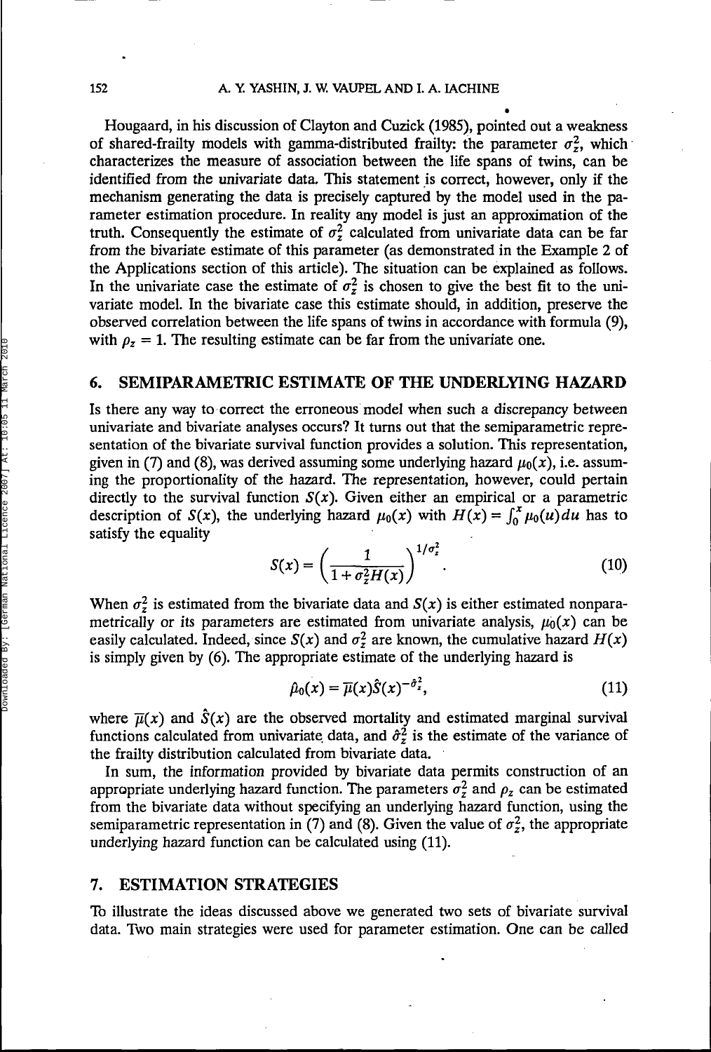Hougaard, in his discussion of Clayton and Cuzick (1985), pointed out a weakness of shared-frailty models with gamma-distributed frailty: the parameter $\sigma_z^2$, which characterizes the measure of association between the life spans of twins, can be identified from the univariate data. This statement is correct, however, only if the mechanism generating the data is precisely captured by the model used in the parameter estimation procedure. In reality any model is just an approximation of the truth. Consequently the estimate of $\sigma_z^2$ calculated from univariate data can be far from the bivariate estimate of this parameter (as demonstrated in the Example 2 of the Applications section of this article). The situation can be explained as follows. In the univariate case the estimate of $\sigma_z^2$ is chosen to give the best fit to the univariate model. In the bivariate case this estimate should, in addition, preserve the observed correlation between the life spans of twins in accordance with formula (9), with $\rho_z = 1$. The resulting estimate can be far from the univariate one.

## 6. SEMIPARAMETRIC ESTIMATE OF THE UNDERLYING HAZARD

Is there any way to correct the erroneous model when such a discrepancy between univariate and bivariate analyses occurs? It turns out that the semiparametric representation of the bivariate survival function provides a solution. This representation, given in (7) and (8), was derived assuming some underlying hazard $\mu_0(x)$, i.e. assuming the proportionality of the hazard. The representation, however, could pertain directly to the survival function $S(x)$. Given either an empirical or a parametric description of $S(x)$, the underlying hazard $\mu_0(x)$ with $H(x) = \int_0^x \mu_0(u)du$ has to satisfy the equality

$$S(x) = \left(\frac{1}{1 + \sigma_z^2 H(x)}\right)^{1/\sigma_z^2}. \tag{10}$$

When $\sigma_z^2$ is estimated from the bivariate data and $S(x)$ is either estimated nonparametrically or its parameters are estimated from univariate analysis, $\mu_0(x)$ can be easily calculated. Indeed, since $S(x)$ and $\sigma_z^2$ are known, the cumulative hazard $H(x)$ is simply given by (6). The appropriate estimate of the underlying hazard is

$$\hat{\mu}_0(x) = \overline{\mu}(x)\hat{S}(x)^{-\hat{\sigma}_z^2}, \tag{11}$$

where $\overline{\mu}(x)$ and $\hat{S}(x)$ are the observed mortality and estimated marginal survival functions calculated from univariate data, and $\hat{\sigma}_z^2$ is the estimate of the variance of the frailty distribution calculated from bivariate data.

In sum, the information provided by bivariate data permits construction of an appropriate underlying hazard function. The parameters $\sigma_z^2$ and $\rho_z$ can be estimated from the bivariate data without specifying an underlying hazard function, using the semiparametric representation in (7) and (8). Given the value of $\sigma_z^2$, the appropriate underlying hazard function can be calculated using (11).

## 7. ESTIMATION STRATEGIES

To illustrate the ideas discussed above we generated two sets of bivariate survival data. Two main strategies were used for parameter estimation. One can be called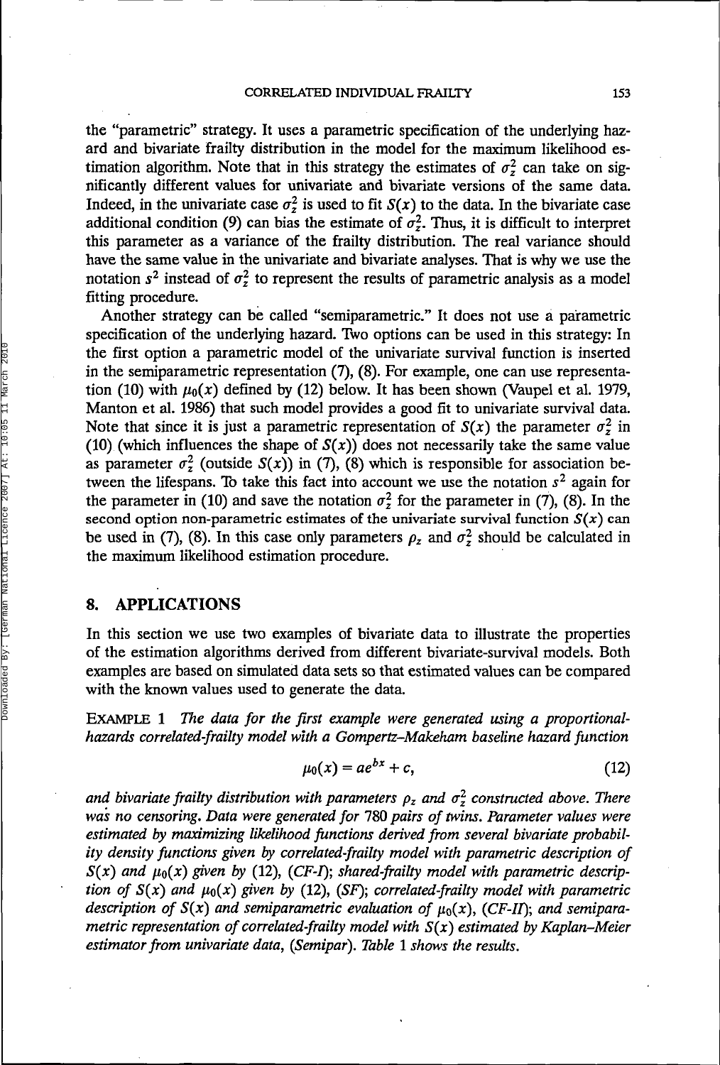the "parametric" strategy. It uses a parametric specification of the underlying hazard and bivariate frailty distribution in the model for the maximum likelihood estimation algorithm. Note that in this strategy the estimates of $\sigma_z^2$ can take on significantly different values for univariate and bivariate versions of the same data. Indeed, in the univariate case $\sigma_z^2$ is used to fit $S(x)$ to the data. In the bivariate case additional condition (9) can bias the estimate of $\sigma_z^2$. Thus, it is difficult to interpret this parameter as a variance of the frailty distribution. The real variance should have the same value in the univariate and bivariate analyses. That is why we use the notation $s^2$ instead of $\sigma_z^2$ to represent the results of parametric analysis as a model fitting procedure.

Another strategy can be called "semiparametric." It does not use a parametric specification of the underlying hazard. Two options can be used in this strategy: In the first option a parametric model of the univariate survival function is inserted in the semiparametric representation (7), (8). For example, one can use representation (10) with $\mu_0(x)$ defined by (12) below. It has been shown (Vaupel et al. 1979, Manton et al. 1986) that such model provides a good fit to univariate survival data. Note that since it is just a parametric representation of $S(x)$ the parameter $\sigma_z^2$ in (10) (which influences the shape of $S(x)$) does not necessarily take the same value as parameter $\sigma_z^2$ (outside $S(x)$) in (7), (8) which is responsible for association between the lifespans. To take this fact into account we use the notation $s^2$ again for the parameter in (10) and save the notation $\sigma_z^2$ for the parameter in (7), (8). In the second option non-parametric estimates of the univariate survival function $S(x)$ can be used in (7), (8). In this case only parameters $\rho_z$ and $\sigma_z^2$ should be calculated in the maximum likelihood estimation procedure.

## 8. APPLICATIONS

In this section we use two examples of bivariate data to illustrate the properties of the estimation algorithms derived from different bivariate-survival models. Both examples are based on simulated data sets so that estimated values can be compared with the known values used to generate the data.

EXAMPLE 1 *The data for the first example were generated using a proportional-hazards correlated-frailty model with a Gompertz–Makeham baseline hazard function*

$$\mu_0(x) = ae^{bx} + c, \tag{12}$$

*and bivariate frailty distribution with parameters $\rho_z$ and $\sigma_z^2$ constructed above. There was no censoring. Data were generated for 780 pairs of twins. Parameter values were estimated by maximizing likelihood functions derived from several bivariate probability density functions given by correlated-frailty model with parametric description of $S(x)$ and $\mu_0(x)$ given by (12), (CF-I); shared-frailty model with parametric description of $S(x)$ and $\mu_0(x)$ given by (12), (SF); correlated-frailty model with parametric description of $S(x)$ and semiparametric evaluation of $\mu_0(x)$, (CF-II); and semiparametric representation of correlated-frailty model with $S(x)$ estimated by Kaplan–Meier estimator from univariate data, (Semipar). Table 1 shows the results.*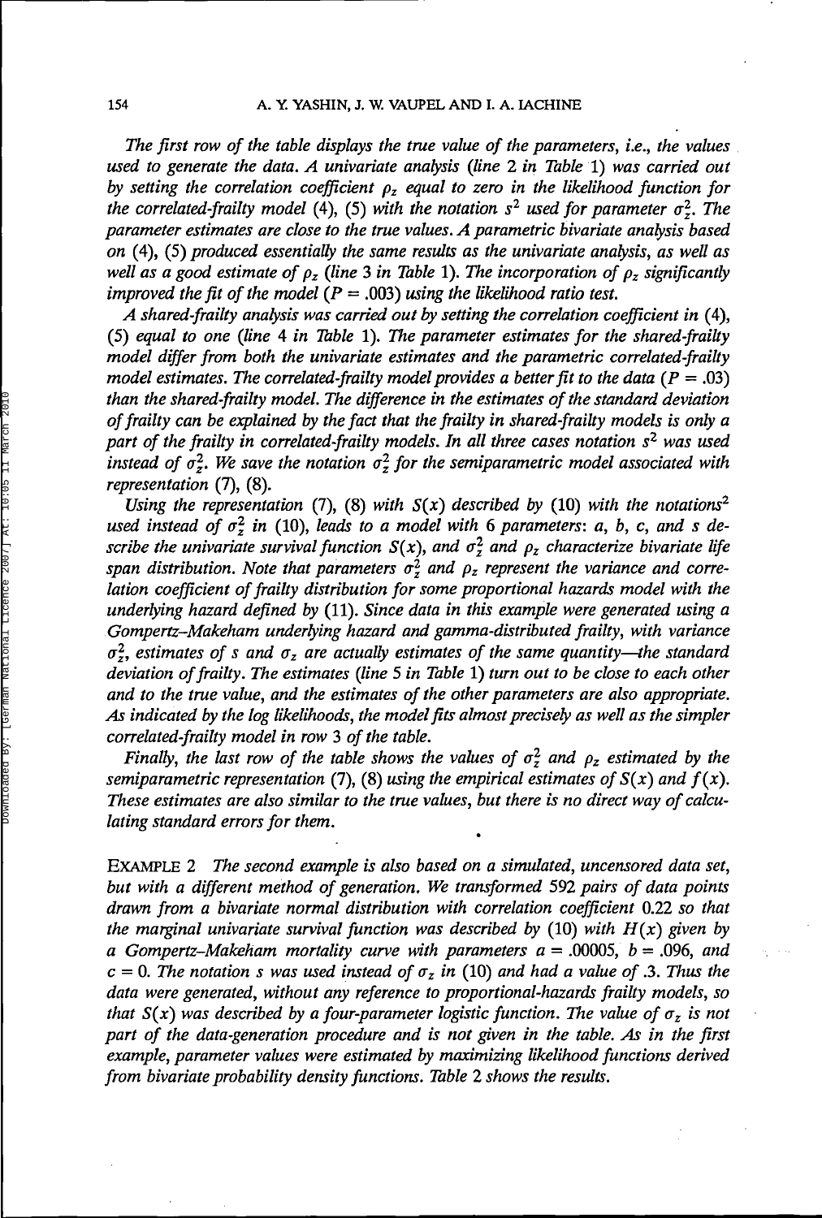*The first row of the table displays the true value of the parameters, i.e., the values used to generate the data. A univariate analysis (line 2 in Table 1) was carried out by setting the correlation coefficient $\rho_z$ equal to zero in the likelihood function for the correlated-frailty model (4), (5) with the notation $s^2$ used for parameter $\sigma_z^2$. The parameter estimates are close to the true values. A parametric bivariate analysis based on (4), (5) produced essentially the same results as the univariate analysis, as well as well as a good estimate of $\rho_z$ (line 3 in Table 1). The incorporation of $\rho_z$ significantly improved the fit of the model ($P = .003$) using the likelihood ratio test.*

*A shared-frailty analysis was carried out by setting the correlation coefficient in (4), (5) equal to one (line 4 in Table 1). The parameter estimates for the shared-frailty model differ from both the univariate estimates and the parametric correlated-frailty model estimates. The correlated-frailty model provides a better fit to the data ($P = .03$) than the shared-frailty model. The difference in the estimates of the standard deviation of frailty can be explained by the fact that the frailty in shared-frailty models is only a part of the frailty in correlated-frailty models. In all three cases notation $s^2$ was used instead of $\sigma_z^2$. We save the notation $\sigma_z^2$ for the semiparametric model associated with representation (7), (8).*

*Using the representation (7), (8) with $S(x)$ described by (10) with the notation $s^2$ used instead of $\sigma_z^2$ in (10), leads to a model with 6 parameters: a, b, c, and s describe the univariate survival function $S(x)$, and $\sigma_z^2$ and $\rho_z$ characterize bivariate life span distribution. Note that parameters $\sigma_z^2$ and $\rho_z$ represent the variance and correlation coefficient of frailty distribution for some proportional hazards model with the underlying hazard defined by (11). Since data in this example were generated using a Gompertz–Makeham underlying hazard and gamma-distributed frailty, with variance $\sigma_z^2$, estimates of s and $\sigma_z$ are actually estimates of the same quantity—the standard deviation of frailty. The estimates (line 5 in Table 1) turn out to be close to each other and to the true value, and the estimates of the other parameters are also appropriate. As indicated by the log likelihoods, the model fits almost precisely as well as the simpler correlated-frailty model in row 3 of the table.*

*Finally, the last row of the table shows the values of $\sigma_z^2$ and $\rho_z$ estimated by the semiparametric representation (7), (8) using the empirical estimates of $S(x)$ and $f(x)$. These estimates are also similar to the true values, but there is no direct way of calculating standard errors for them.*

EXAMPLE 2 *The second example is also based on a simulated, uncensored data set, but with a different method of generation. We transformed 592 pairs of data points drawn from a bivariate normal distribution with correlation coefficient 0.22 so that the marginal univariate survival function was described by (10) with $H(x)$ given by a Gompertz–Makeham mortality curve with parameters $a = .00005$, $b = .096$, and $c = 0$. The notation s was used instead of $\sigma_z$ in (10) and had a value of .3. Thus the data were generated, without any reference to proportional-hazards frailty models, so that $S(x)$ was described by a four-parameter logistic function. The value of $\sigma_z$ is not part of the data-generation procedure and is not given in the table. As in the first example, parameter values were estimated by maximizing likelihood functions derived from bivariate probability density functions. Table 2 shows the results.*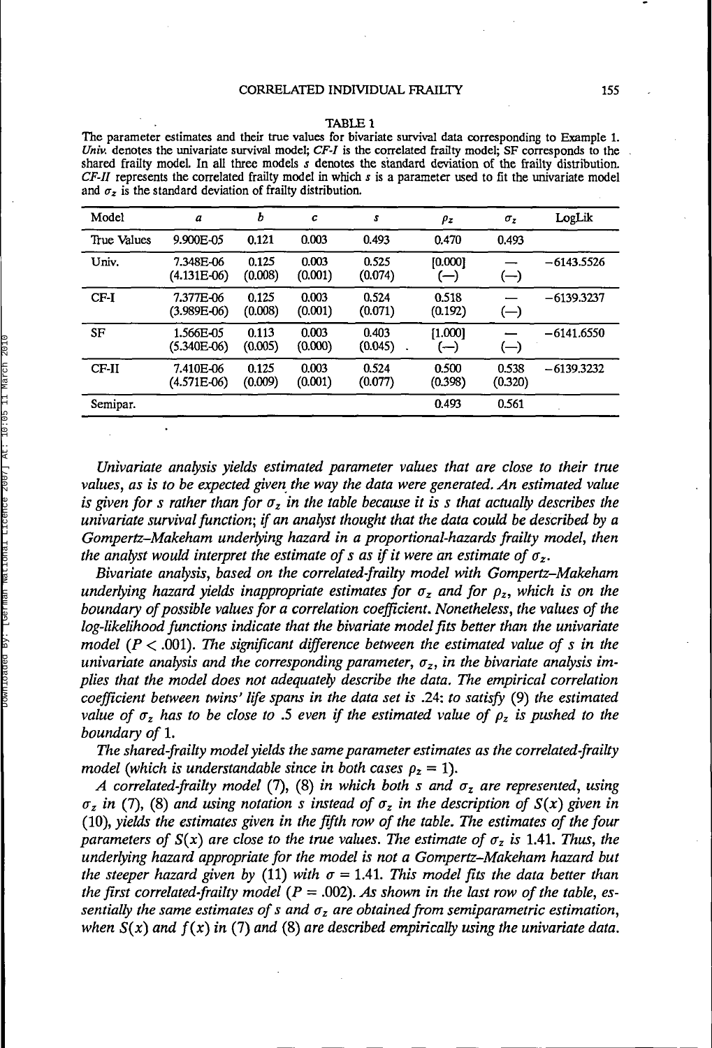TABLE 1

The parameter estimates and their true values for bivariate survival data corresponding to Example 1. *Univ.* denotes the univariate survival model; *CF-I* is the correlated frailty model; SF corresponds to the shared frailty model. In all three models $s$ denotes the standard deviation of the frailty distribution. *CF-II* represents the correlated frailty model in which $s$ is a parameter used to fit the univariate model and $\sigma_z$ is the standard deviation of frailty distribution.

| Model | $a$ | $b$ | $c$ | $s$ | $\rho_z$ | $\sigma_z$ | LogLik |
|---|---|---|---|---|---|---|---|
| True Values | 9.900E-05 | 0.121 | 0.003 | 0.493 | 0.470 | 0.493 | |
| Univ. | 7.348E-06 (4.131E-06) | 0.125 (0.008) | 0.003 (0.001) | 0.525 (0.074) | [0.000] (—) | — (—) | −6143.5526 |
| CF-I | 7.377E-06 (3.989E-06) | 0.125 (0.008) | 0.003 (0.001) | 0.524 (0.071) | 0.518 (0.192) | — (—) | −6139.3237 |
| SF | 1.566E-05 (5.340E-06) | 0.113 (0.005) | 0.003 (0.000) | 0.403 (0.045) | [1.000] (—) | — (—) | −6141.6550 |
| CF-II | 7.410E-06 (4.571E-06) | 0.125 (0.009) | 0.003 (0.001) | 0.524 (0.077) | 0.500 (0.398) | 0.538 (0.320) | −6139.3232 |
| Semipar. | | | | | 0.493 | 0.561 | |

*Univariate analysis yields estimated parameter values that are close to their true values, as is to be expected given the way the data were generated. An estimated value is given for $s$ rather than for $\sigma_z$ in the table because it is $s$ that actually describes the univariate survival function; if an analyst thought that the data could be described by a Gompertz–Makeham underlying hazard in a proportional-hazards frailty model, then the analyst would interpret the estimate of $s$ as if it were an estimate of $\sigma_z$.*

*Bivariate analysis, based on the correlated-frailty model with Gompertz–Makeham underlying hazard yields inappropriate estimates for $\sigma_z$ and for $\rho_z$, which is on the boundary of possible values for a correlation coefficient. Nonetheless, the values of the log-likelihood functions indicate that the bivariate model fits better than the univariate model ($P < .001$). The significant difference between the estimated value of $s$ in the univariate analysis and the corresponding parameter, $\sigma_z$, in the bivariate analysis implies that the model does not adequately describe the data. The empirical correlation coefficient between twins' life spans in the data set is .24: to satisfy (9) the estimated value of $\sigma_z$ has to be close to .5 even if the estimated value of $\rho_z$ is pushed to the boundary of 1.*

*The shared-frailty model yields the same parameter estimates as the correlated-frailty model (which is understandable since in both cases $\rho_z = 1$).*

*A correlated-frailty model (7), (8) in which both $s$ and $\sigma_z$ are represented, using $\sigma_z$ in (7), (8) and using notation $s$ instead of $\sigma_z$ in the description of $S(x)$ given in (10), yields the estimates given in the fifth row of the table. The estimates of the four parameters of $S(x)$ are close to the true values. The estimate of $\sigma_z$ is 1.41. Thus, the underlying hazard appropriate for the model is not a Gompertz–Makeham hazard but the steeper hazard given by (11) with $\sigma = 1.41$. This model fits the data better than the first correlated-frailty model ($P = .002$). As shown in the last row of the table, essentially the same estimates of $s$ and $\sigma_z$ are obtained from semiparametric estimation, when $S(x)$ and $f(x)$ in (7) and (8) are described empirically using the univariate data.*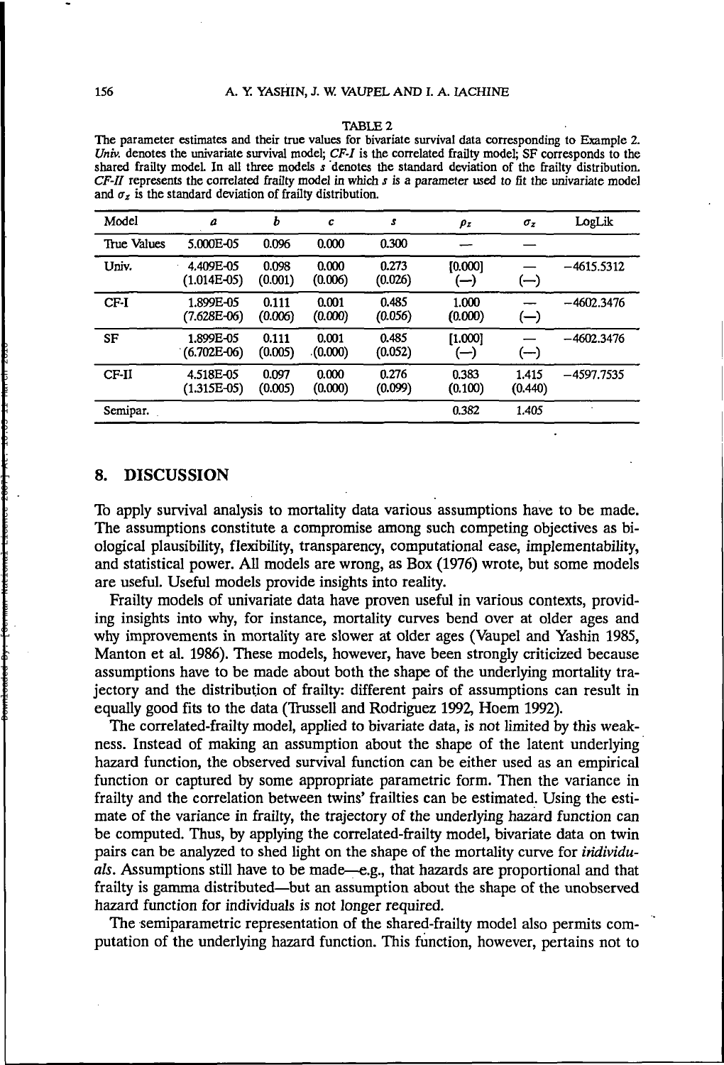TABLE 2

The parameter estimates and their true values for bivariate survival data corresponding to Example 2. *Univ.* denotes the univariate survival model; *CF-I* is the correlated frailty model; SF corresponds to the shared frailty model. In all three models $s$ denotes the standard deviation of the frailty distribution. *CF-II* represents the correlated frailty model in which $s$ is a parameter used to fit the univariate model and $\sigma_z$ is the standard deviation of frailty distribution.

| Model | $a$ | $b$ | $c$ | $s$ | $\rho_z$ | $\sigma_z$ | LogLik |
|---|---|---|---|---|---|---|---|
| True Values | 5.000E-05 | 0.096 | 0.000 | 0.300 | — | — | |
| Univ. | 4.409E-05 (1.014E-05) | 0.098 (0.001) | 0.000 (0.006) | 0.273 (0.026) | [0.000] (—) | — (—) | −4615.5312 |
| CF-I | 1.899E-05 (7.628E-06) | 0.111 (0.006) | 0.001 (0.000) | 0.485 (0.056) | 1.000 (0.000) | — (—) | −4602.3476 |
| SF | 1.899E-05 (6.702E-06) | 0.111 (0.005) | 0.001 (0.000) | 0.485 (0.052) | [1.000] (—) | — (—) | −4602.3476 |
| CF-II | 4.518E-05 (1.315E-05) | 0.097 (0.005) | 0.000 (0.000) | 0.276 (0.099) | 0.383 (0.100) | 1.415 (0.440) | −4597.7535 |
| Semipar. | | | | | 0.382 | 1.405 | |

## 8. DISCUSSION

To apply survival analysis to mortality data various assumptions have to be made. The assumptions constitute a compromise among such competing objectives as biological plausibility, flexibility, transparency, computational ease, implementability, and statistical power. All models are wrong, as Box (1976) wrote, but some models are useful. Useful models provide insights into reality.

Frailty models of univariate data have proven useful in various contexts, providing insights into why, for instance, mortality curves bend over at older ages and why improvements in mortality are slower at older ages (Vaupel and Yashin 1985, Manton et al. 1986). These models, however, have been strongly criticized because assumptions have to be made about both the shape of the underlying mortality trajectory and the distribution of frailty: different pairs of assumptions can result in equally good fits to the data (Trussell and Rodriguez 1992, Hoem 1992).

The correlated-frailty model, applied to bivariate data, is not limited by this weakness. Instead of making an assumption about the shape of the latent underlying hazard function, the observed survival function can be either used as an empirical function or captured by some appropriate parametric form. Then the variance in frailty and the correlation between twins' frailties can be estimated. Using the estimate of the variance in frailty, the trajectory of the underlying hazard function can be computed. Thus, by applying the correlated-frailty model, bivariate data on twin pairs can be analyzed to shed light on the shape of the mortality curve for *iridividuals*. Assumptions still have to be made—e.g., that hazards are proportional and that frailty is gamma distributed—but an assumption about the shape of the unobserved hazard function for individuals is not longer required.

The semiparametric representation of the shared-frailty model also permits computation of the underlying hazard function. This function, however, pertains not to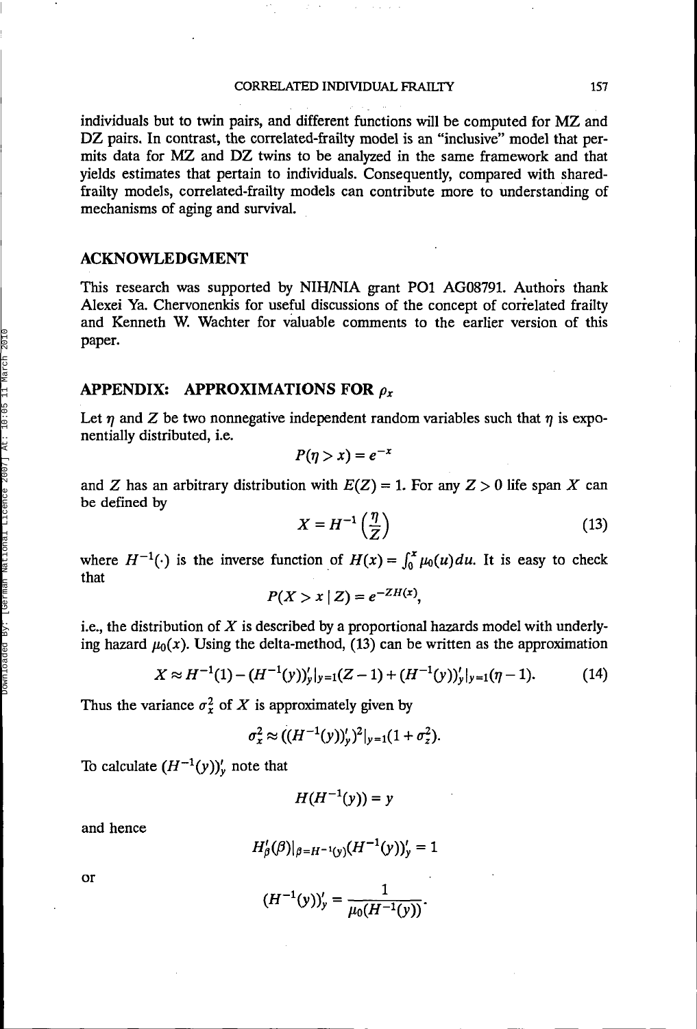individuals but to twin pairs, and different functions will be computed for MZ and DZ pairs. In contrast, the correlated-frailty model is an "inclusive" model that permits data for MZ and DZ twins to be analyzed in the same framework and that yields estimates that pertain to individuals. Consequently, compared with shared-frailty models, correlated-frailty models can contribute more to understanding of mechanisms of aging and survival.

## ACKNOWLEDGMENT

This research was supported by NIH/NIA grant PO1 AG08791. Authors thank Alexei Ya. Chervonenkis for useful discussions of the concept of correlated frailty and Kenneth W. Wachter for valuable comments to the earlier version of this paper.

## APPENDIX: APPROXIMATIONS FOR $\rho_x$

Let $\eta$ and $Z$ be two nonnegative independent random variables such that $\eta$ is exponentially distributed, i.e.

$$P(\eta > x) = e^{-x}$$

and $Z$ has an arbitrary distribution with $E(Z) = 1$. For any $Z > 0$ life span $X$ can be defined by

$$X = H^{-1}\left(\frac{\eta}{Z}\right) \tag{13}$$

where $H^{-1}(\cdot)$ is the inverse function of $H(x) = \int_0^x \mu_0(u)du$. It is easy to check that

$$P(X > x \mid Z) = e^{-ZH(x)},$$

i.e., the distribution of $X$ is described by a proportional hazards model with underlying hazard $\mu_0(x)$. Using the delta-method, (13) can be written as the approximation

$$X \approx H^{-1}(1) - (H^{-1}(y))'_y|_{y=1}(Z-1) + (H^{-1}(y))'_y|_{y=1}(\eta - 1). \tag{14}$$

Thus the variance $\sigma_x^2$ of $X$ is approximately given by

$$\sigma_x^2 \approx ((H^{-1}(y))'_y)^2|_{y=1}(1 + \sigma_z^2).$$

To calculate $(H^{-1}(y))'_y$ note that

$$H(H^{-1}(y)) = y$$

and hence

$$H'_\beta(\beta)|_{\beta=H^{-1}(y)}(H^{-1}(y))'_y = 1$$

or

$$(H^{-1}(y))'_y = \frac{1}{\mu_0(H^{-1}(y))}.$$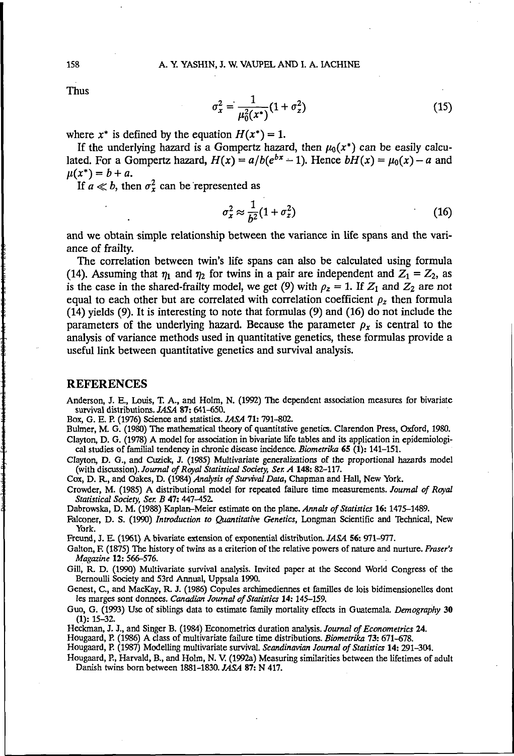Thus

$$\sigma_x^2 = \frac{1}{\mu_0^2(x^*)}(1 + \sigma_z^2) \tag{15}$$

where $x^*$ is defined by the equation $H(x^*) = 1$.

If the underlying hazard is a Gompertz hazard, then $\mu_0(x^*)$ can be easily calculated. For a Gompertz hazard, $H(x) = a/b(e^{bx} - 1)$. Hence $bH(x) = \mu_0(x) - a$ and $\mu(x^*) = b + a$.

If $a \ll b$, then $\sigma_x^2$ can be represented as

$$\sigma_x^2 \approx \frac{1}{b^2}(1 + \sigma_z^2) \tag{16}$$

and we obtain simple relationship between the variance in life spans and the variance of frailty.

The correlation between twin's life spans can also be calculated using formula (14). Assuming that $\eta_1$ and $\eta_2$ for twins in a pair are independent and $Z_1 = Z_2$, as is the case in the shared-frailty model, we get (9) with $\rho_z = 1$. If $Z_1$ and $Z_2$ are not equal to each other but are correlated with correlation coefficient $\rho_z$ then formula (14) yields (9). It is interesting to note that formulas (9) and (16) do not include the parameters of the underlying hazard. Because the parameter $\rho_x$ is central to the analysis of variance methods used in quantitative genetics, these formulas provide a useful link between quantitative genetics and survival analysis.

## REFERENCES

Anderson, J. E., Louis, T. A., and Holm, N. (1992) The dependent association measures for bivariate survival distributions. *JASA* **87**: 641–650.

Box, G. E. P. (1976) Science and statistics. *JASA* **71**: 791–802.

Bulmer, M. G. (1980) The mathematical theory of quantitative genetics. Clarendon Press, Oxford, 1980.

Clayton, D. G. (1978) A model for association in bivariate life tables and its application in epidemiological studies of familial tendency in chronic disease incidence. *Biometrika* **65** (1): 141–151.

Clayton, D. G., and Cuzick, J. (1985) Multivariate generalizations of the proportional hazards model (with discussion). *Journal of Royal Statistical Society, Ser. A* **148**: 82–117.

Cox, D. R., and Oakes, D. (1984) *Analysis of Survival Data*, Chapman and Hall, New York.

Crowder, M. (1985) A distributional model for repeated failure time measurements. *Journal of Royal Statistical Society, Ser. B* **47**: 447–452.

Dabrowska, D. M. (1988) Kaplan–Meier estimate on the plane. *Annals of Statistics* **16**: 1475–1489.

Falconer, D. S. (1990) *Introduction to Quantitative Genetics*, Longman Scientific and Technical, New York.

Freund, J. E. (1961) A bivariate extension of exponential distribution. *JASA* **56**: 971–977.

Galton, F. (1875) The history of twins as a criterion of the relative powers of nature and nurture. *Fraser's Magazine* **12**: 566–576.

Gill, R. D. (1990) Multivariate survival analysis. Invited paper at the Second World Congress of the Bernoulli Society and 53rd Annual, Uppsala 1990.

Genest, C., and MacKay, R. J. (1986) Copules archimediennes et familles de lois bidimensionelles dont les marges sont donnees. *Canadian Journal of Statistics* **14**: 145–159.

Guo, G. (1993) Use of siblings data to estimate family mortality effects in Guatemala. *Demography* **30** (1): 15–32.

Heckman, J. J., and Singer B. (1984) Econometrics duration analysis. *Journal of Econometrics* **24**.

Hougaard, P. (1986) A class of multivariate failure time distributions. *Biometrika* **73**: 671–678.

Hougaard, P. (1987) Modelling multivariate survival. *Scandinavian Journal of Statistics* **14**: 291–304.

Hougaard, P., Harvald, B., and Holm, N. V. (1992a) Measuring similarities between the lifetimes of adult Danish twins born between 1881–1830. *JASA* **87**: N 417.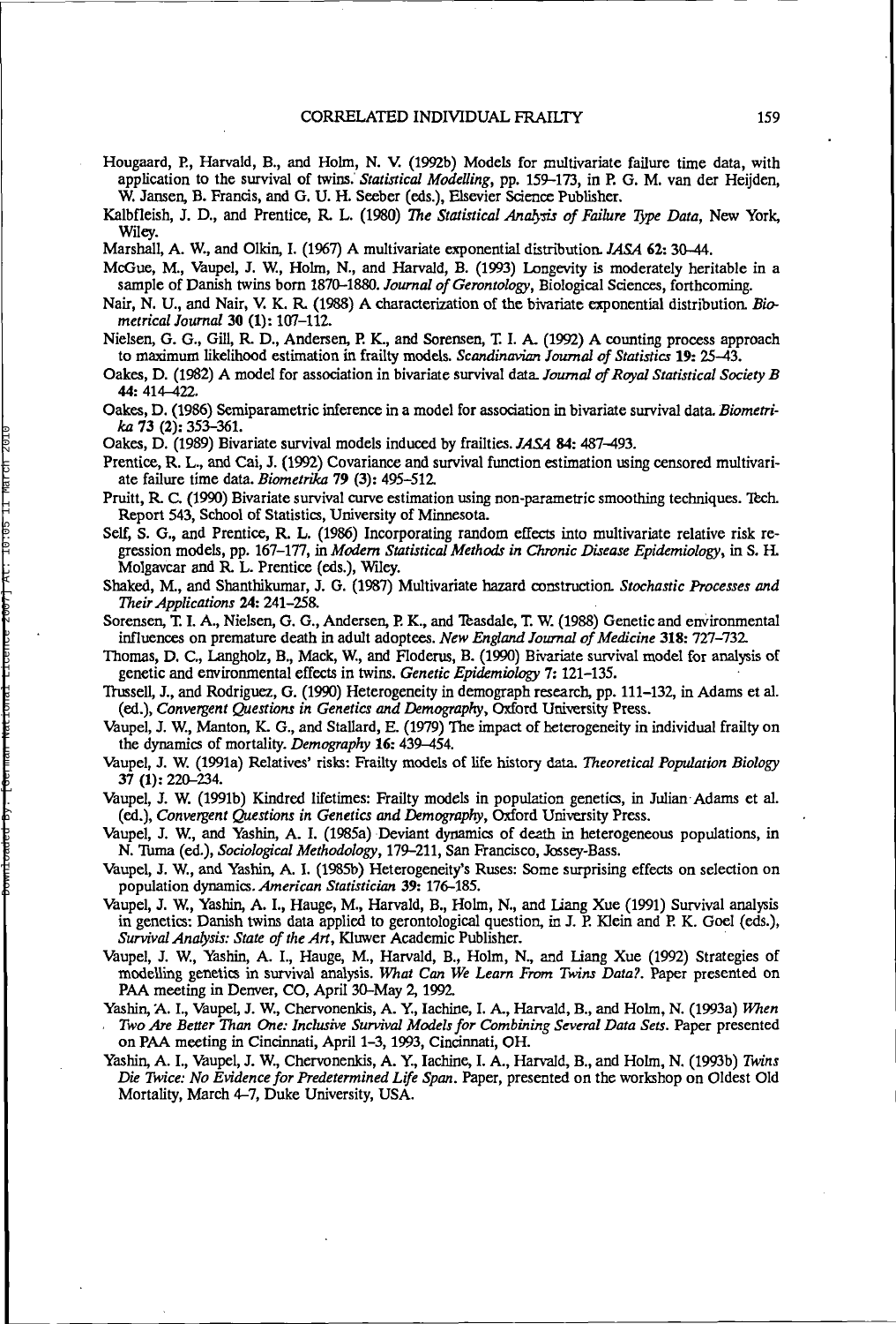Hougaard, P., Harvald, B., and Holm, N. V. (1992b) Models for multivariate failure time data, with application to the survival of twins. *Statistical Modelling*, pp. 159–173, in P. G. M. van der Heijden, W. Jansen, B. Francis, and G. U. H. Seeber (eds.), Elsevier Science Publisher.

Kalbfleish, J. D., and Prentice, R. L. (1980) *The Statistical Analysis of Failure Type Data*, New York, Wiley.

Marshall, A. W., and Olkin, I. (1967) A multivariate exponential distribution. *JASA* **62**: 30–44.

McGue, M., Vaupel, J. W., Holm, N., and Harvald, B. (1993) Longevity is moderately heritable in a sample of Danish twins born 1870–1880. *Journal of Gerontology*, Biological Sciences, forthcoming.

Nair, N. U., and Nair, V. K. R. (1988) A characterization of the bivariate exponential distribution. *Biometrical Journal* **30** (1): 107–112.

Nielsen, G. G., Gill, R. D., Andersen, P. K., and Sorensen, T. I. A. (1992) A counting process approach to maximum likelihood estimation in frailty models. *Scandinavian Journal of Statistics* **19**: 25–43.

Oakes, D. (1982) A model for association in bivariate survival data. *Journal of Royal Statistical Society B* **44**: 414–422.

Oakes, D. (1986) Semiparametric inference in a model for association in bivariate survival data. *Biometrika* **73** (2): 353–361.

Oakes, D. (1989) Bivariate survival models induced by frailties. *JASA* **84**: 487–493.

Prentice, R. L., and Cai, J. (1992) Covariance and survival function estimation using censored multivariate failure time data. *Biometrika* **79** (3): 495–512.

Pruitt, R. C. (1990) Bivariate survival curve estimation using non-parametric smoothing techniques. Tech. Report 543, School of Statistics, University of Minnesota.

Self, S. G., and Prentice, R. L. (1986) Incorporating random effects into multivariate relative risk regression models, pp. 167–177, in *Modern Statistical Methods in Chronic Disease Epidemiology*, in S. H. Molgavcar and R. L. Prentice (eds.), Wiley.

Shaked, M., and Shanthikumar, J. G. (1987) Multivariate hazard construction. *Stochastic Processes and Their Applications* **24**: 241–258.

Sorensen, T. I. A., Nielsen, G. G., Andersen, P. K., and Teasdale, T. W. (1988) Genetic and environmental influences on premature death in adult adoptees. *New England Journal of Medicine* **318**: 727–732.

Thomas, D. C., Langholz, B., Mack, W., and Floderus, B. (1990) Bivariate survival model for analysis of genetic and environmental effects in twins. *Genetic Epidemiology* **7**: 121–135.

Trussell, J., and Rodriguez, G. (1990) Heterogeneity in demograph research, pp. 111–132, in Adams et al. (ed.), *Convergent Questions in Genetics and Demography*, Oxford University Press.

Vaupel, J. W., Manton, K. G., and Stallard, E. (1979) The impact of heterogeneity in individual frailty on the dynamics of mortality. *Demography* **16**: 439–454.

Vaupel, J. W. (1991a) Relatives' risks: Frailty models of life history data. *Theoretical Population Biology* **37** (1): 220–234.

Vaupel, J. W. (1991b) Kindred lifetimes: Frailty models in population genetics, in Julian Adams et al. (ed.), *Convergent Questions in Genetics and Demography*, Oxford University Press.

Vaupel, J. W., and Yashin, A. I. (1985a) Deviant dynamics of death in heterogeneous populations, in N. Tuma (ed.), *Sociological Methodology*, 179–211, San Francisco, Jossey-Bass.

Vaupel, J. W., and Yashin, A. I. (1985b) Heterogeneity's Ruses: Some surprising effects on selection on population dynamics. *American Statistician* **39**: 176–185.

Vaupel, J. W., Yashin, A. I., Hauge, M., Harvald, B., Holm, N., and Liang Xue (1991) Survival analysis in genetics: Danish twins data applied to gerontological question, in J. P. Klein and P. K. Goel (eds.), *Survival Analysis: State of the Art*, Kluwer Academic Publisher.

Vaupel, J. W., Yashin, A. I., Hauge, M., Harvald, B., Holm, N., and Liang Xue (1992) Strategies of modelling genetics in survival analysis. *What Can We Learn From Twins Data?*. Paper presented on PAA meeting in Denver, CO, April 30–May 2, 1992.

Yashin, A. I., Vaupel, J. W., Chervonenkis, A. Y., Iachine, I. A., Harvald, B., and Holm, N. (1993a) *When Two Are Better Than One: Inclusive Survival Models for Combining Several Data Sets*. Paper presented on PAA meeting in Cincinnati, April 1–3, 1993, Cincinnati, OH.

Yashin, A. I., Vaupel, J. W., Chervonenkis, A. Y., Iachine, I. A., Harvald, B., and Holm, N. (1993b) *Twins Die Twice: No Evidence for Predetermined Life Span*. Paper, presented on the workshop on Oldest Old Mortality, March 4–7, Duke University, USA.